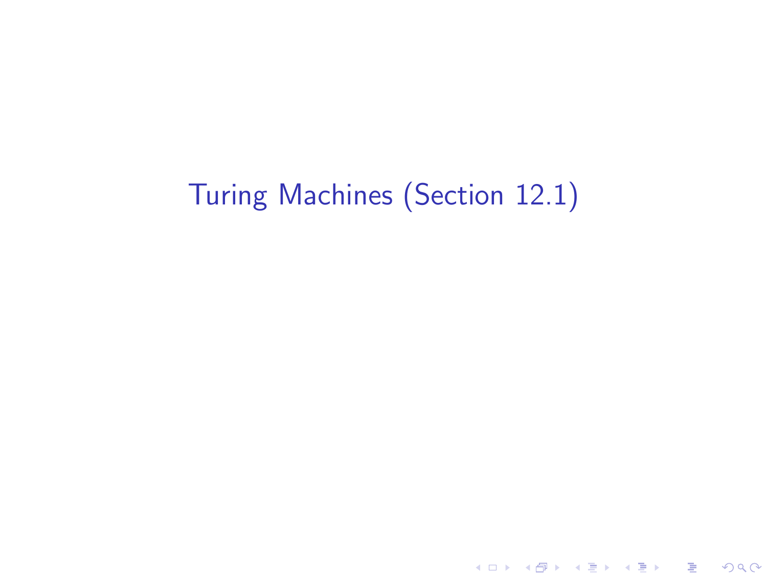# Turing Machines (Section 12.1)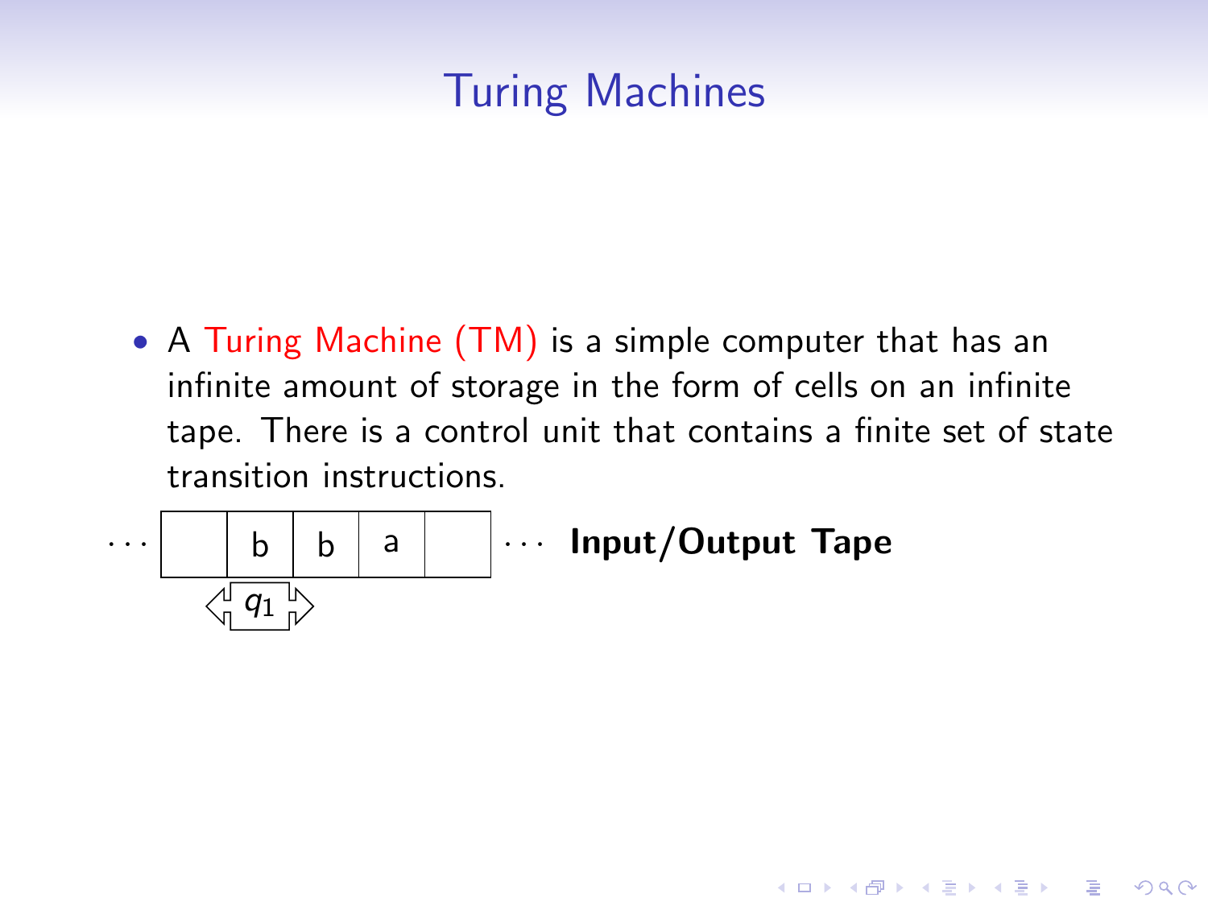# Turing Machines

- A Turing Machine (TM) is a simple computer that has an infinite amount of storage in the form of cells on an infinite tape. There is a control unit that contains a finite set of state transition instructions.

| ··· |  | b | b | a |  | ··· |
|---|---|---|---|---|---|---|
|  |  | $q_1$ |  |  |  |  |

**Input/Output Tape**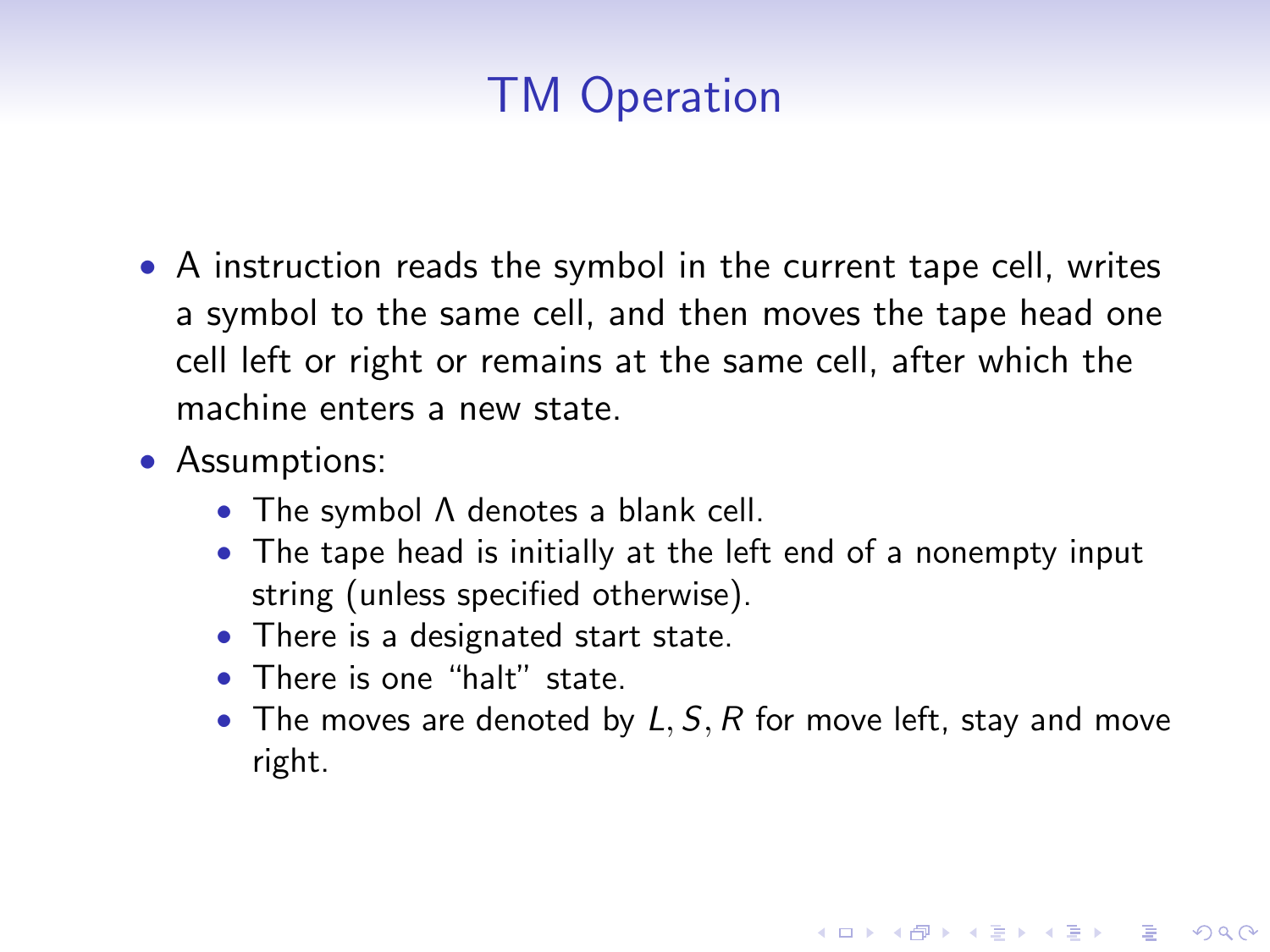# TM Operation

- A instruction reads the symbol in the current tape cell, writes a symbol to the same cell, and then moves the tape head one cell left or right or remains at the same cell, after which the machine enters a new state.
- Assumptions:
  - The symbol $\Lambda$ denotes a blank cell.
  - The tape head is initially at the left end of a nonempty input string (unless specified otherwise).
  - There is a designated start state.
  - There is one "halt" state.
  - The moves are denoted by $L, S, R$ for move left, stay and move right.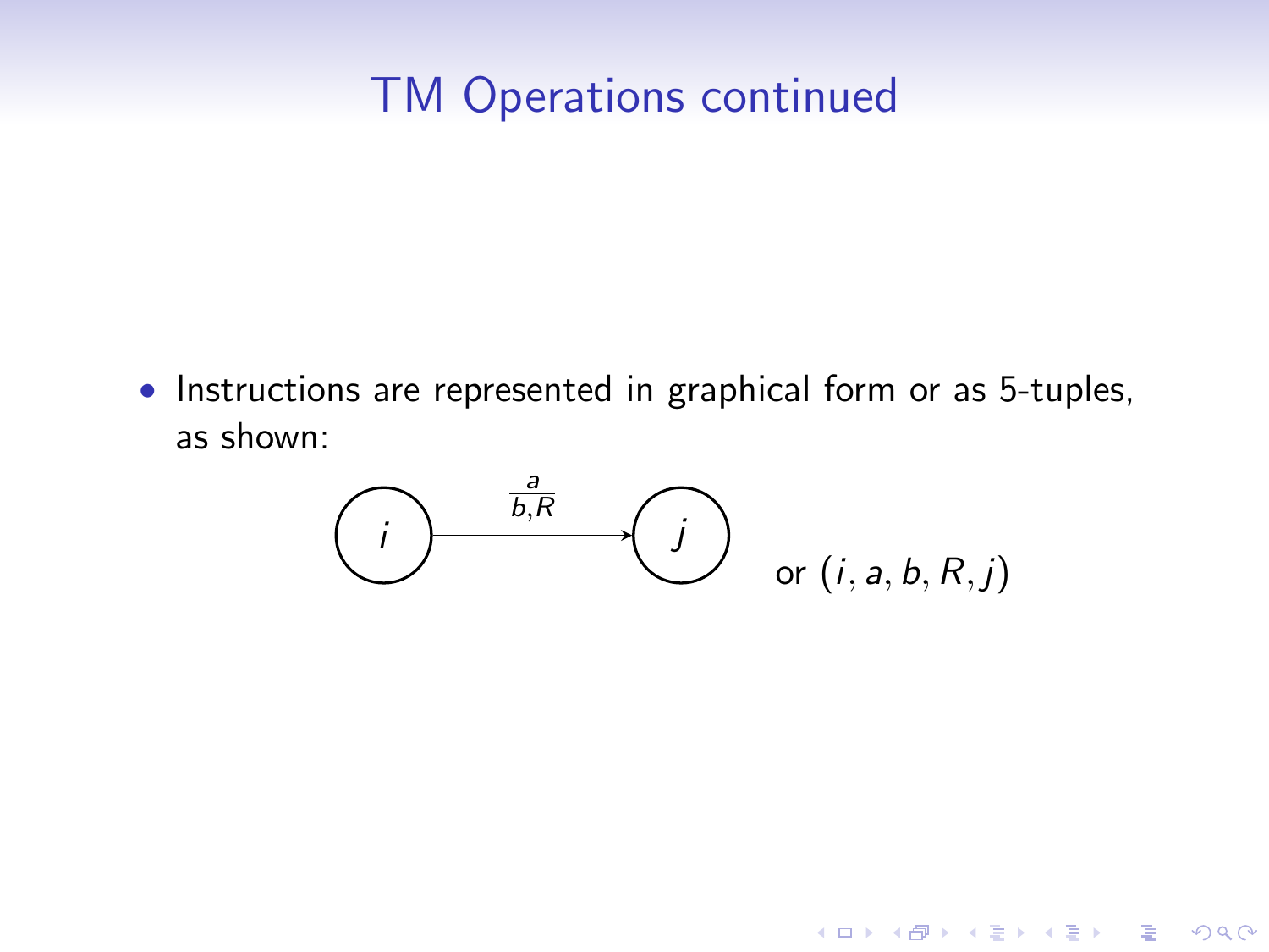# TM Operations continued

- Instructions are represented in graphical form or as 5-tuples, as shown:

$$i \xrightarrow{\frac{a}{b,R}} j \quad \text{or } (i, a, b, R, j)$$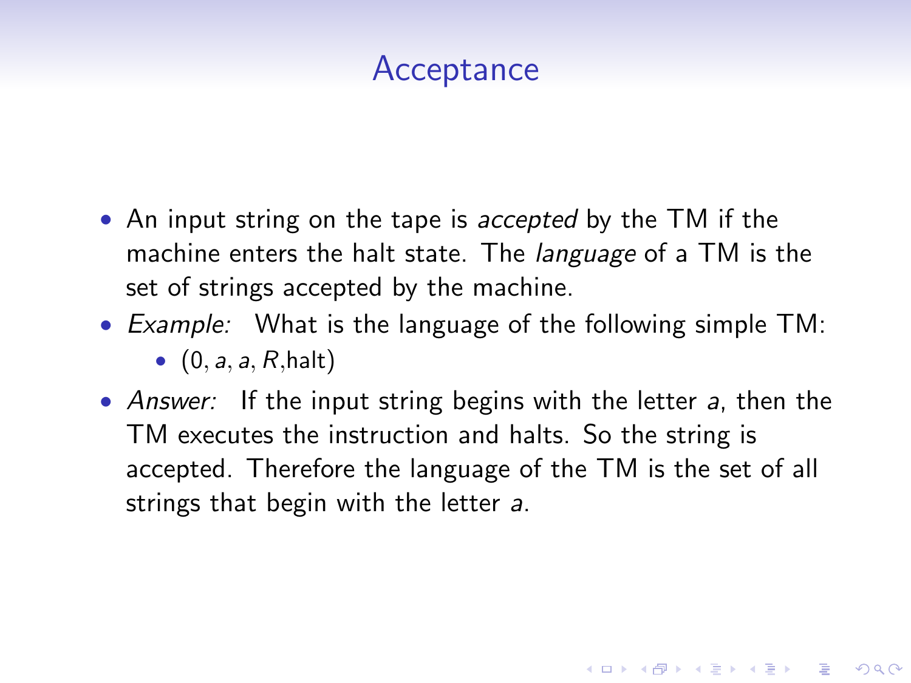# Acceptance

- An input string on the tape is *accepted* by the TM if the machine enters the halt state. The *language* of a TM is the set of strings accepted by the machine.
- *Example:* What is the language of the following simple TM:
  - $(0, a, a, R, \text{halt})$
- *Answer:* If the input string begins with the letter $a$, then the TM executes the instruction and halts. So the string is accepted. Therefore the language of the TM is the set of all strings that begin with the letter $a$.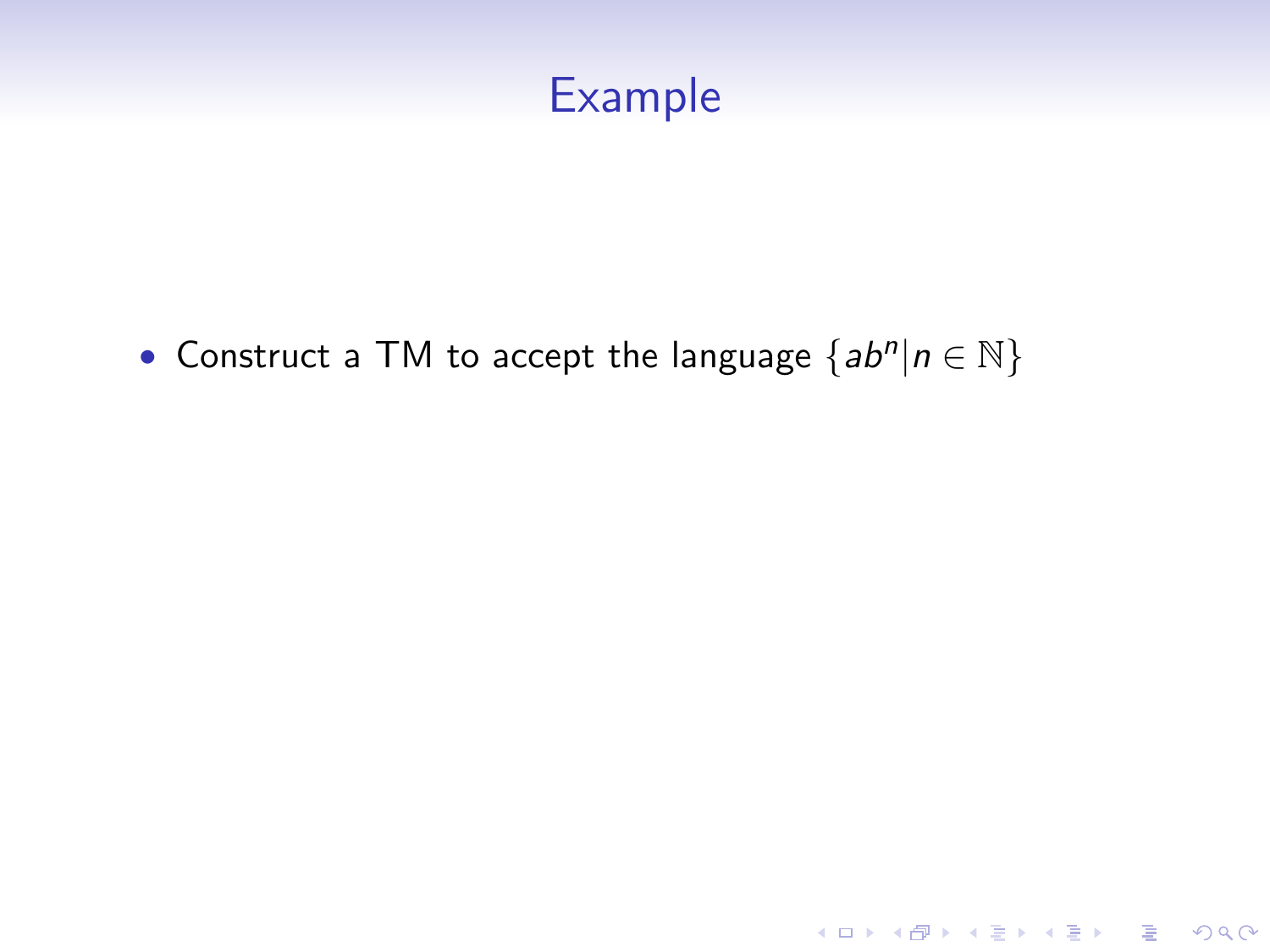# Example

- Construct a TM to accept the language $\{ab^n | n \in \mathbb{N}\}$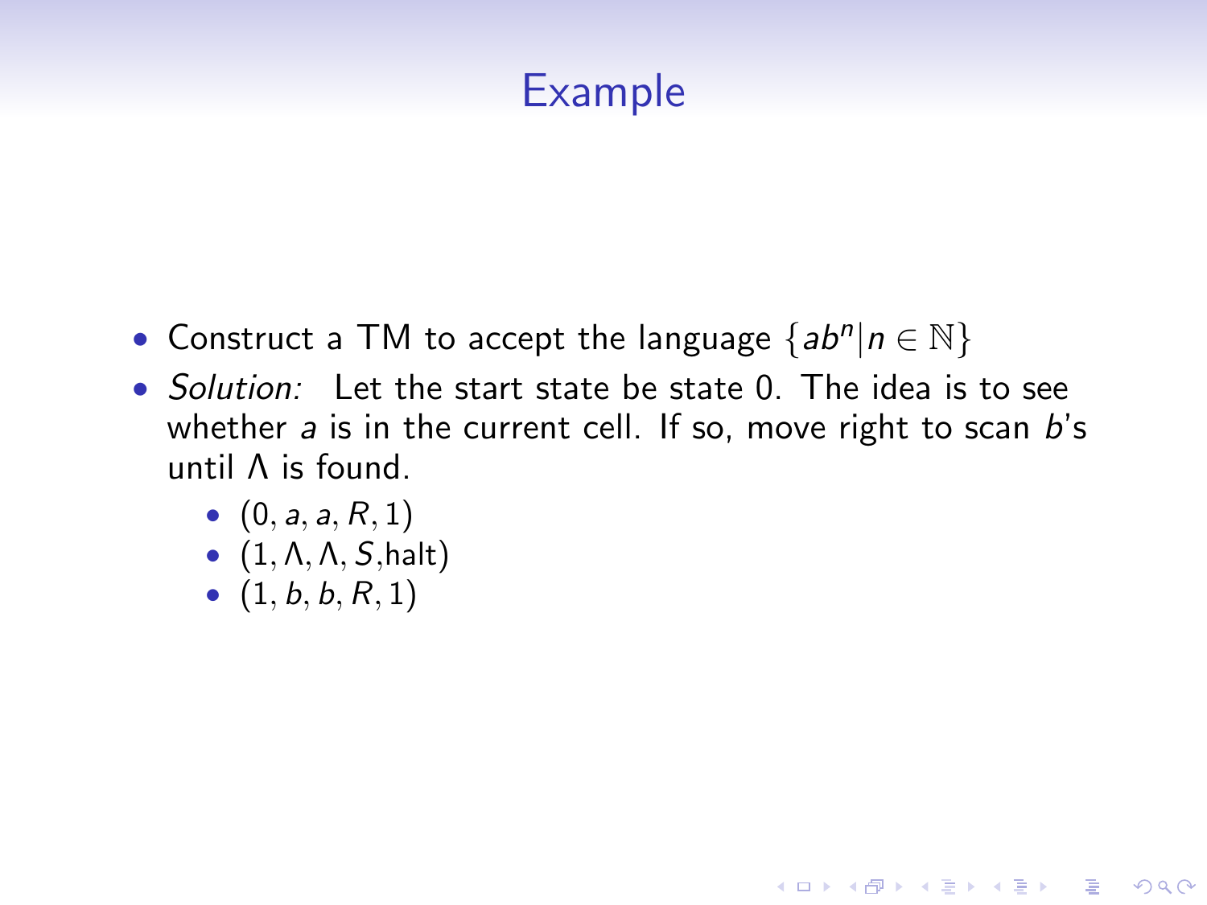# Example

- Construct a TM to accept the language $\{ab^n | n \in \mathbb{N}\}$
- *Solution:* Let the start state be state 0. The idea is to see whether $a$ is in the current cell. If so, move right to scan $b$'s until $\Lambda$ is found.
  - $(0, a, a, R, 1)$
  - $(1, \Lambda, \Lambda, S, \text{halt})$
  - $(1, b, b, R, 1)$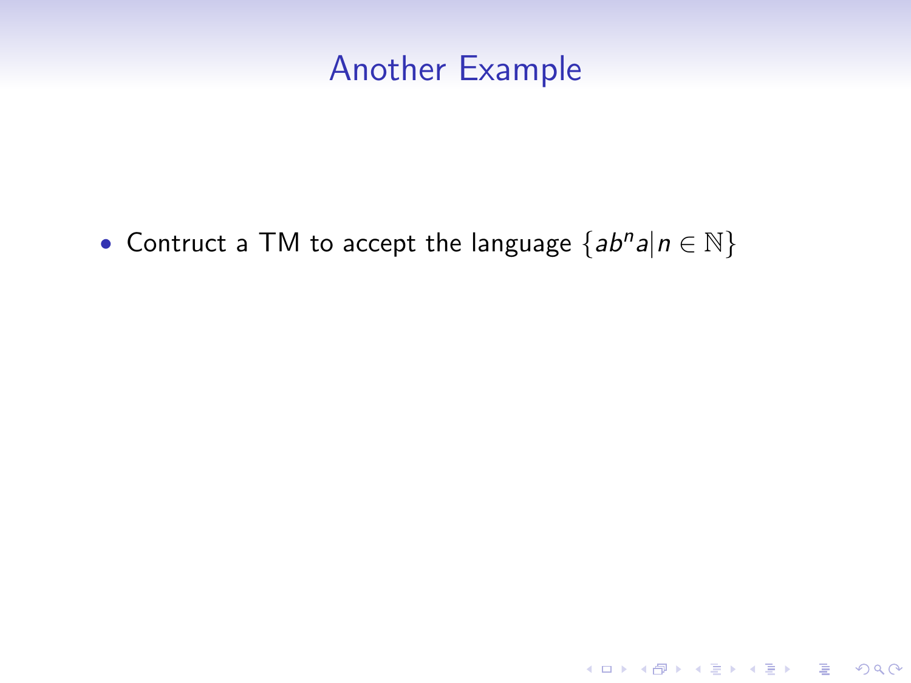# Another Example

- Contruct a TM to accept the language $\{ab^n a | n \in \mathbb{N}\}$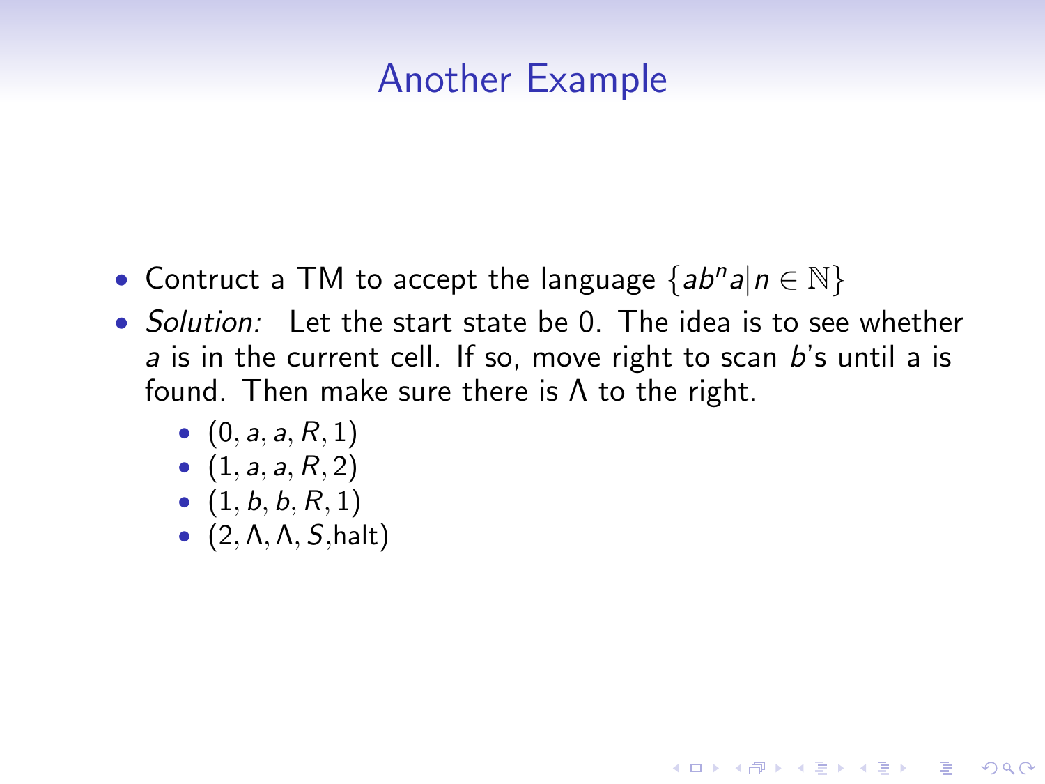# Another Example

- Contruct a TM to accept the language $\{ab^n a | n \in \mathbb{N}\}$
- *Solution:* Let the start state be 0. The idea is to see whether $a$ is in the current cell. If so, move right to scan $b$'s until a is found. Then make sure there is $\Lambda$ to the right.
  - $(0, a, a, R, 1)$
  - $(1, a, a, R, 2)$
  - $(1, b, b, R, 1)$
  - $(2, \Lambda, \Lambda, S, \text{halt})$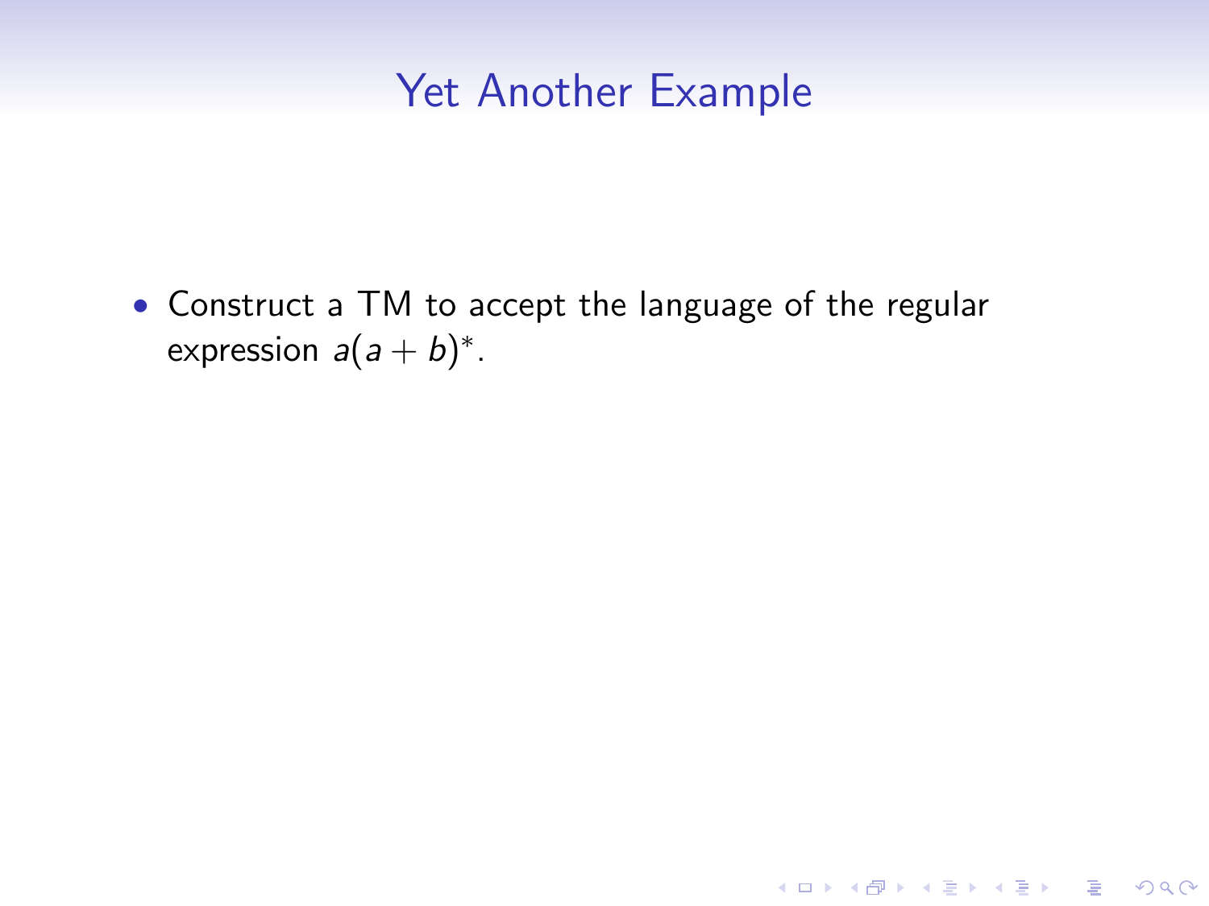# Yet Another Example

- Construct a TM to accept the language of the regular expression $a(a+b)^*$.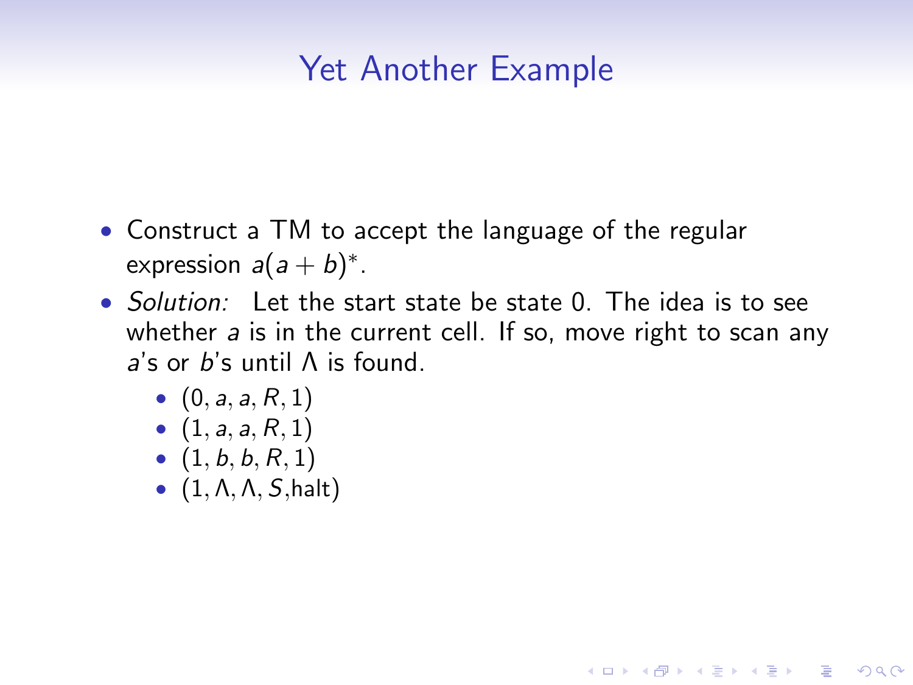# Yet Another Example

- Construct a TM to accept the language of the regular expression $a(a+b)^*$.
- *Solution:* Let the start state be state 0. The idea is to see whether $a$ is in the current cell. If so, move right to scan any $a$'s or $b$'s until $\Lambda$ is found.
  - $(0, a, a, R, 1)$
  - $(1, a, a, R, 1)$
  - $(1, b, b, R, 1)$
  - $(1, \Lambda, \Lambda, S, \text{halt})$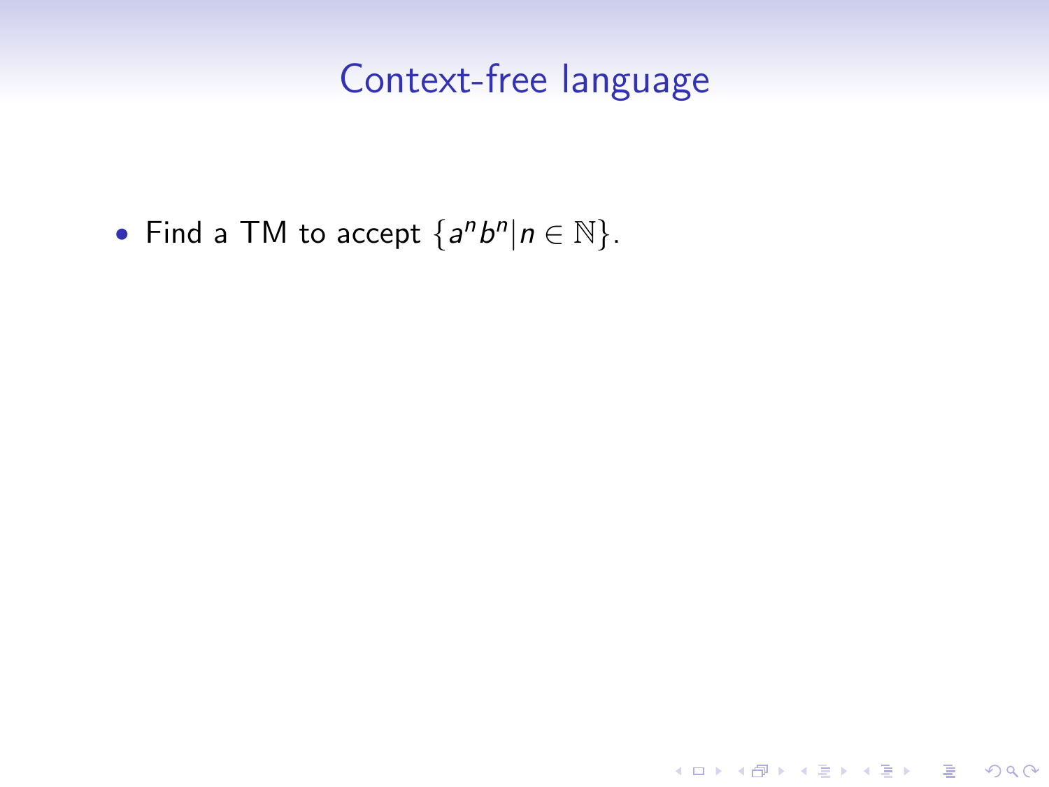# Context-free language

- Find a TM to accept $\{a^n b^n | n \in \mathbb{N}\}$.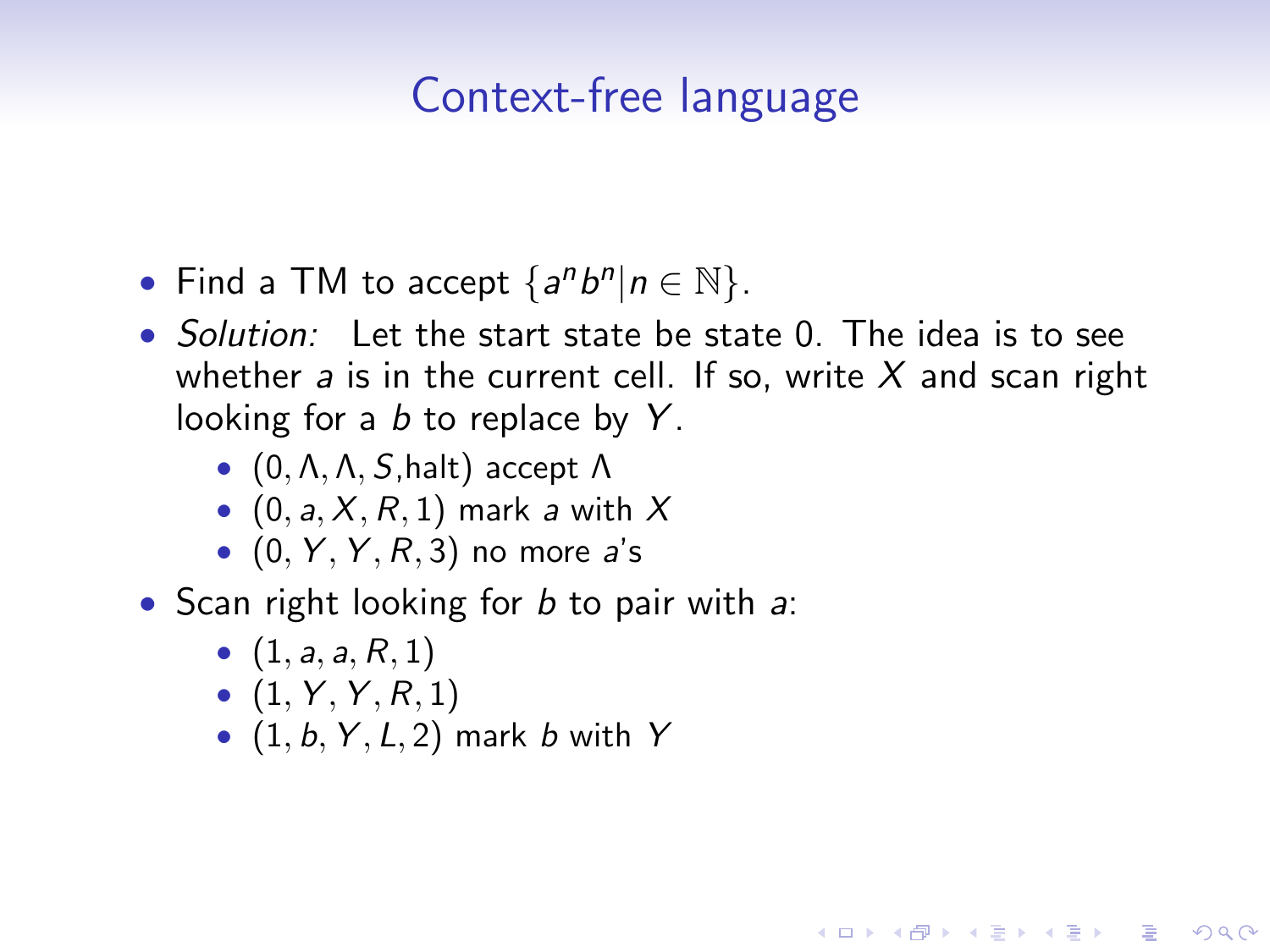# Context-free language

- Find a TM to accept $\{a^n b^n | n \in \mathbb{N}\}$.
- *Solution:* Let the start state be state 0. The idea is to see whether $a$ is in the current cell. If so, write $X$ and scan right looking for a $b$ to replace by $Y$.
  - $(0, \Lambda, \Lambda, S,\text{halt})$ accept $\Lambda$
  - $(0, a, X, R, 1)$ mark $a$ with $X$
  - $(0, Y, Y, R, 3)$ no more $a$'s
- Scan right looking for $b$ to pair with $a$:
  - $(1, a, a, R, 1)$
  - $(1, Y, Y, R, 1)$
  - $(1, b, Y, L, 2)$ mark $b$ with $Y$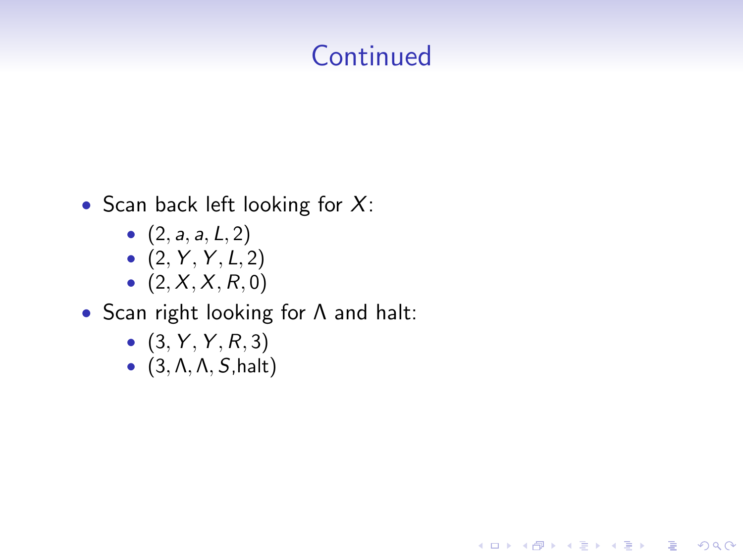# Continued

- Scan back left looking for $X$:
  - $(2, a, a, L, 2)$
  - $(2, Y, Y, L, 2)$
  - $(2, X, X, R, 0)$
- Scan right looking for $\Lambda$ and halt:
  - $(3, Y, Y, R, 3)$
  - $(3, \Lambda, \Lambda, S, \text{halt})$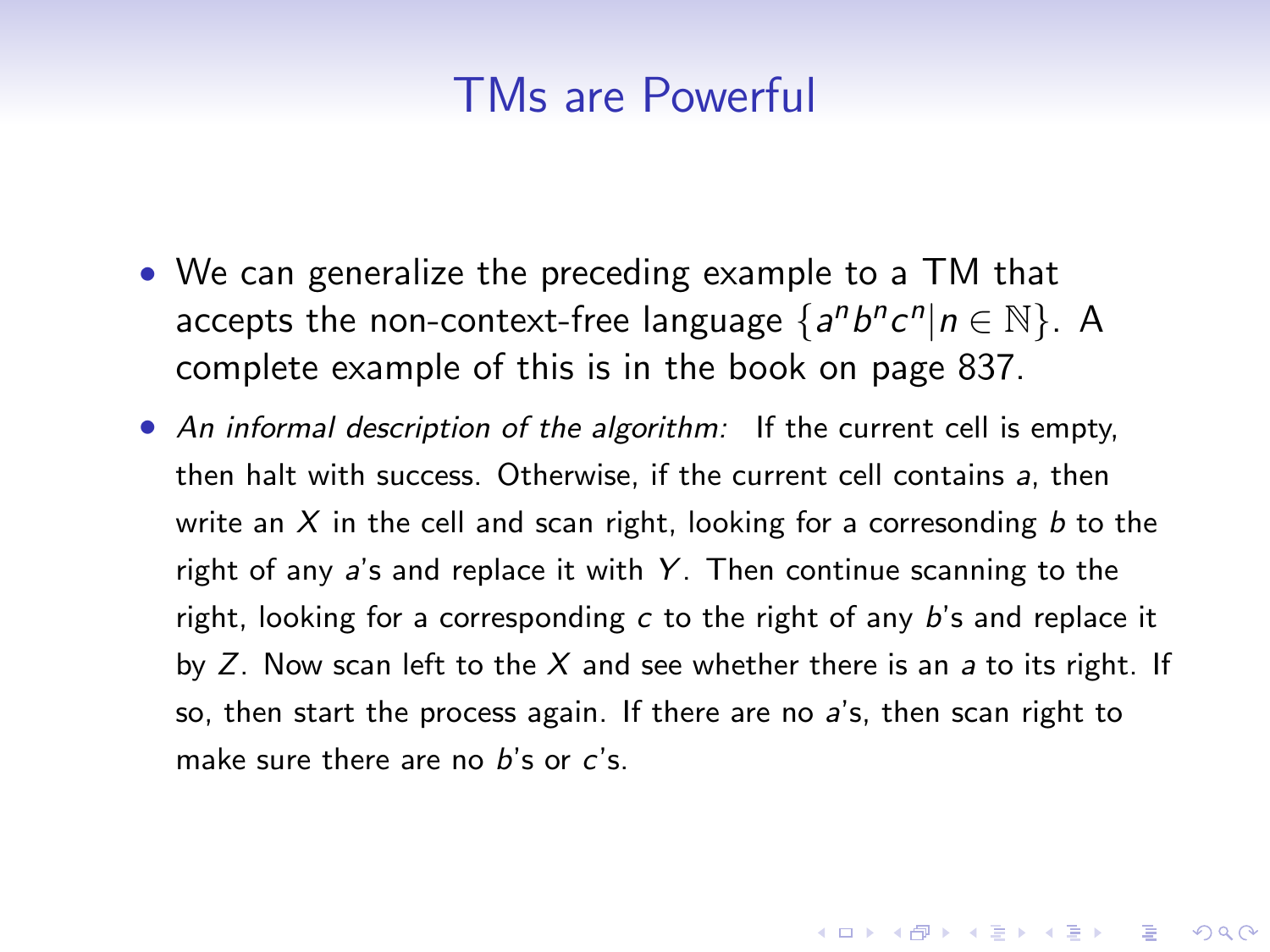# TMs are Powerful

- We can generalize the preceding example to a TM that accepts the non-context-free language $\{a^n b^n c^n | n \in \mathbb{N}\}$. A complete example of this is in the book on page 837.
- *An informal description of the algorithm:* If the current cell is empty, then halt with success. Otherwise, if the current cell contains $a$, then write an $X$ in the cell and scan right, looking for a corresonding $b$ to the right of any $a$'s and replace it with $Y$. Then continue scanning to the right, looking for a corresponding $c$ to the right of any $b$'s and replace it by $Z$. Now scan left to the $X$ and see whether there is an $a$ to its right. If so, then start the process again. If there are no $a$'s, then scan right to make sure there are no $b$'s or $c$'s.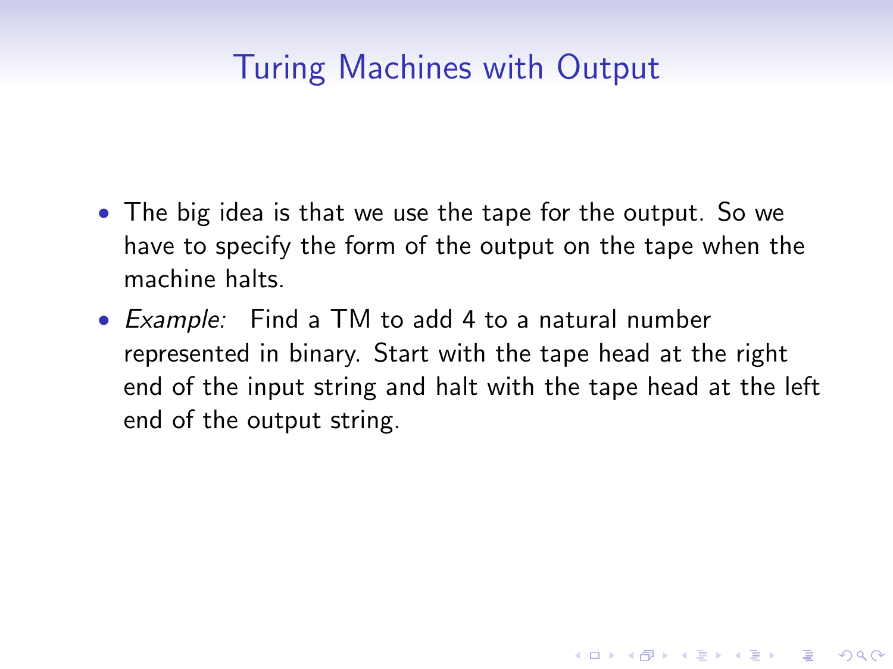## Turing Machines with Output

- The big idea is that we use the tape for the output. So we have to specify the form of the output on the tape when the machine halts.
- *Example:* Find a TM to add 4 to a natural number represented in binary. Start with the tape head at the right end of the input string and halt with the tape head at the left end of the output string.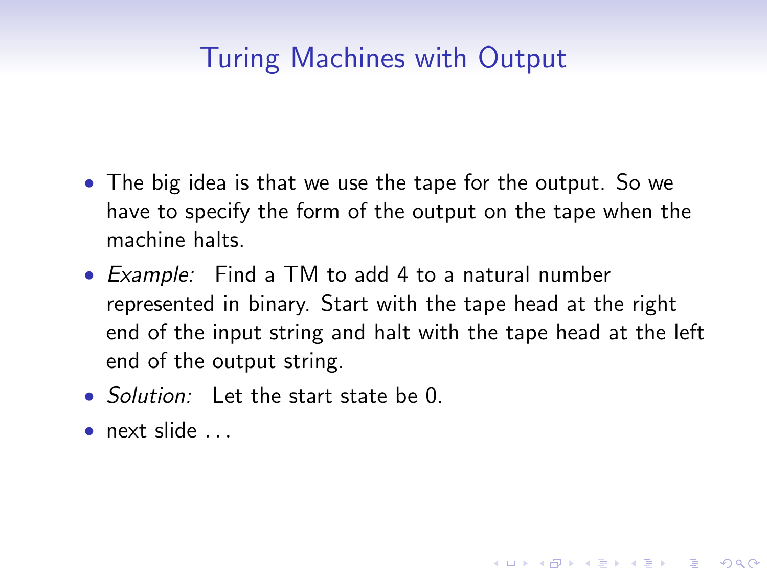# Turing Machines with Output

- The big idea is that we use the tape for the output. So we have to specify the form of the output on the tape when the machine halts.
- *Example:* Find a TM to add 4 to a natural number represented in binary. Start with the tape head at the right end of the input string and halt with the tape head at the left end of the output string.
- *Solution:* Let the start state be 0.
- next slide ...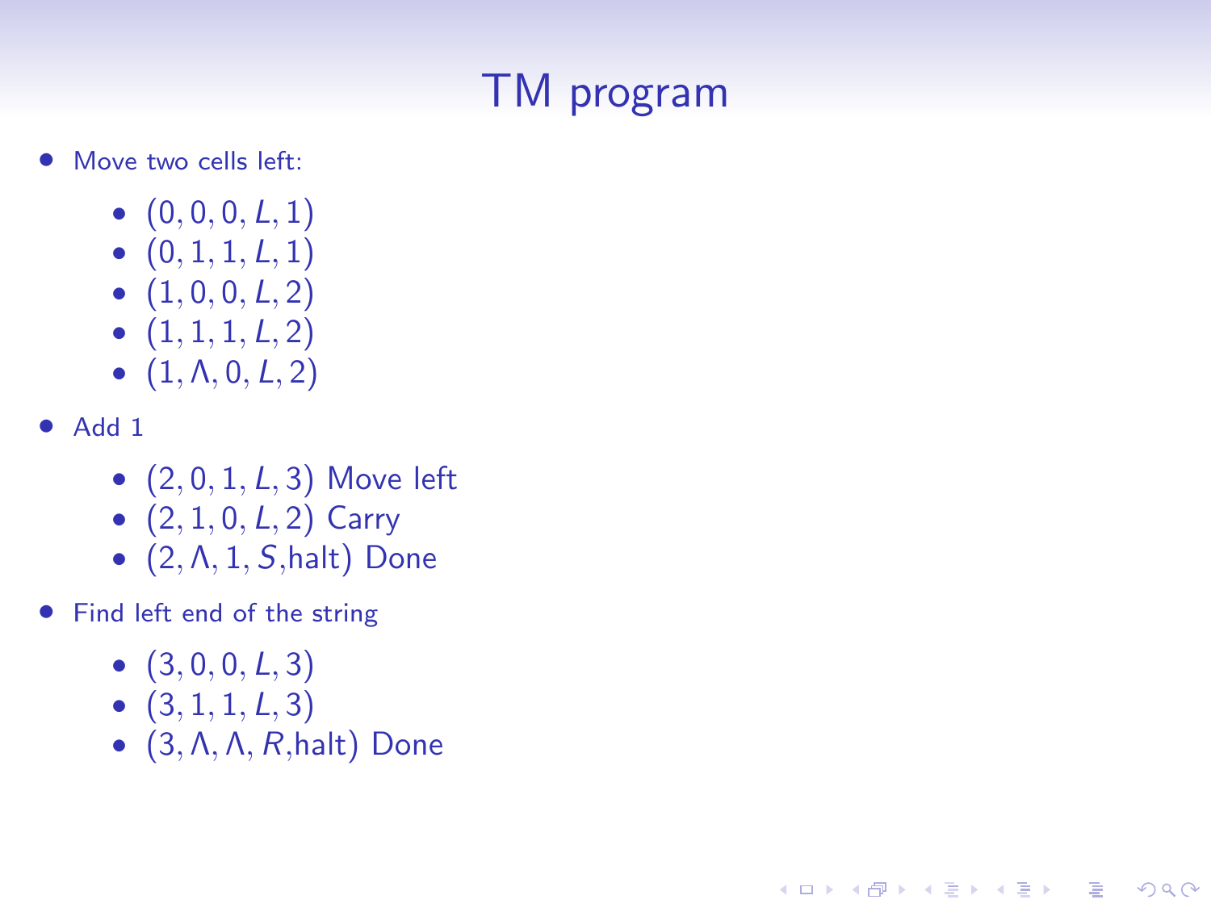# TM program

- Move two cells left:
  - $(0, 0, 0, L, 1)$
  - $(0, 1, 1, L, 1)$
  - $(1, 0, 0, L, 2)$
  - $(1, 1, 1, L, 2)$
  - $(1, \Lambda, 0, L, 2)$
- Add 1
  - $(2, 0, 1, L, 3)$ Move left
  - $(2, 1, 0, L, 2)$ Carry
  - $(2, \Lambda, 1, S, \text{halt})$ Done
- Find left end of the string
  - $(3, 0, 0, L, 3)$
  - $(3, 1, 1, L, 3)$
  - $(3, \Lambda, \Lambda, R, \text{halt})$ Done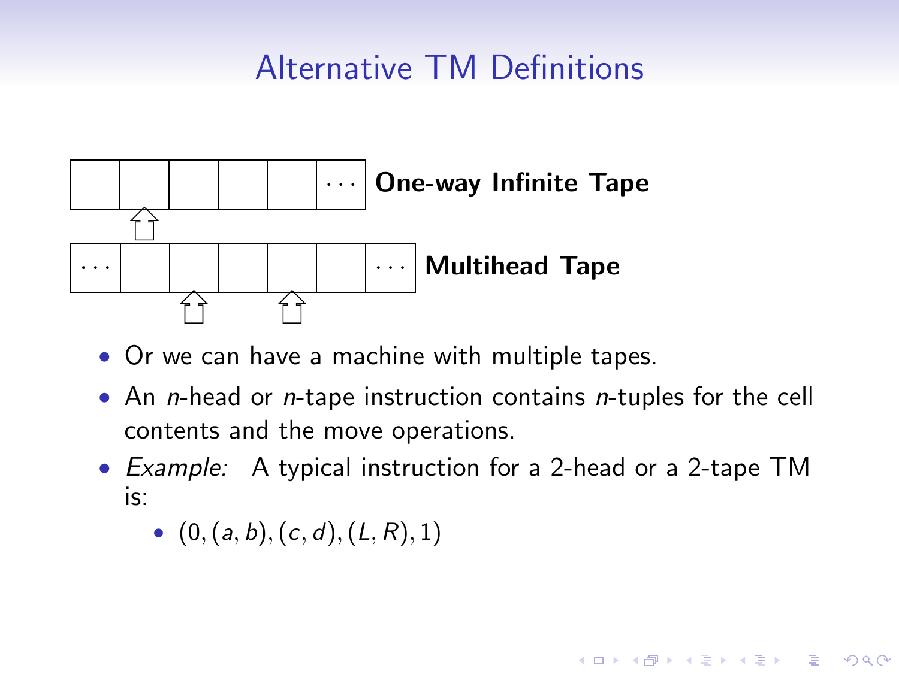# Alternative TM Definitions

**One-way Infinite Tape**

**Multihead Tape**

- Or we can have a machine with multiple tapes.
- An $n$-head or $n$-tape instruction contains $n$-tuples for the cell contents and the move operations.
- *Example:* A typical instruction for a 2-head or a 2-tape TM is:
  - $(0, (a, b), (c, d), (L, R), 1)$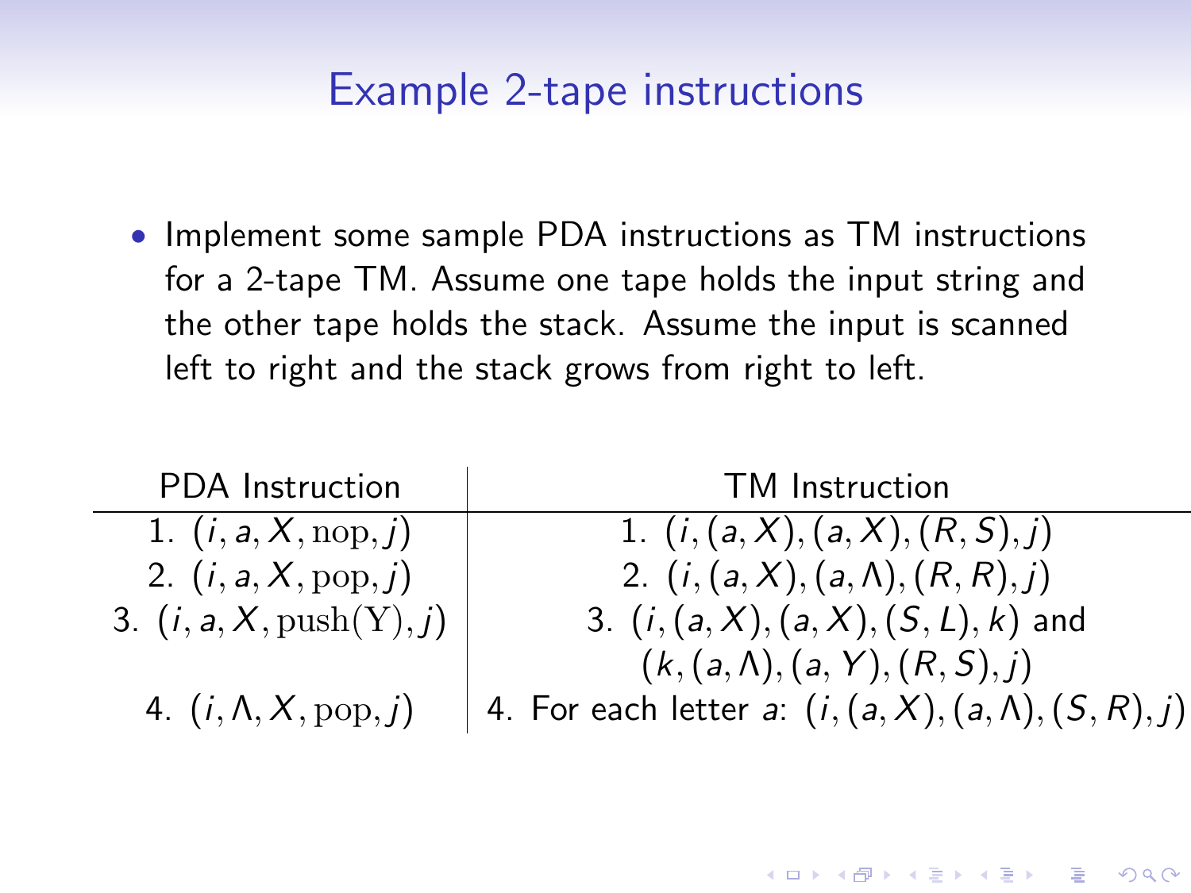# Example 2-tape instructions

- Implement some sample PDA instructions as TM instructions for a 2-tape TM. Assume one tape holds the input string and the other tape holds the stack. Assume the input is scanned left to right and the stack grows from right to left.

| PDA Instruction | TM Instruction |
|---|---|
| 1. $(i, a, X, \text{nop}, j)$ | 1. $(i, (a, X), (a, X), (R, S), j)$ |
| 2. $(i, a, X, \text{pop}, j)$ | 2. $(i, (a, X), (a, \Lambda), (R, R), j)$ |
| 3. $(i, a, X, \text{push(Y)}, j)$ | 3. $(i, (a, X), (a, X), (S, L), k)$ and $(k, (a, \Lambda), (a, Y), (R, S), j)$ |
| 4. $(i, \Lambda, X, \text{pop}, j)$ | 4. For each letter $a$: $(i, (a, X), (a, \Lambda), (S, R), j)$ |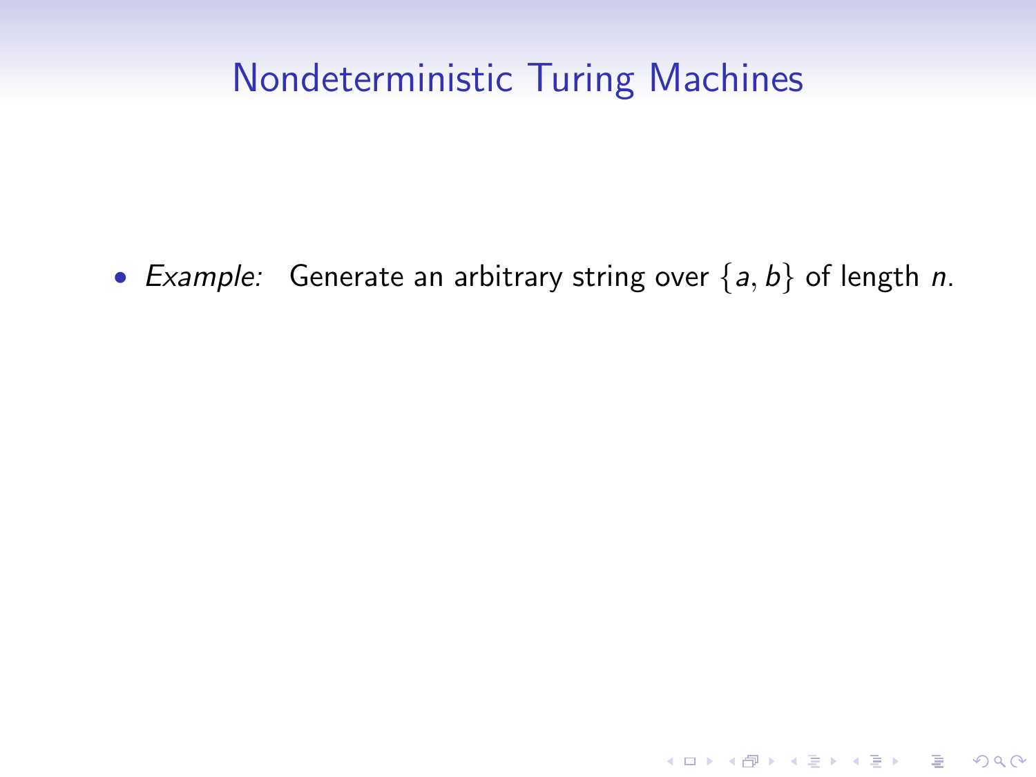# Nondeterministic Turing Machines

- *Example:* Generate an arbitrary string over $\{a, b\}$ of length $n$.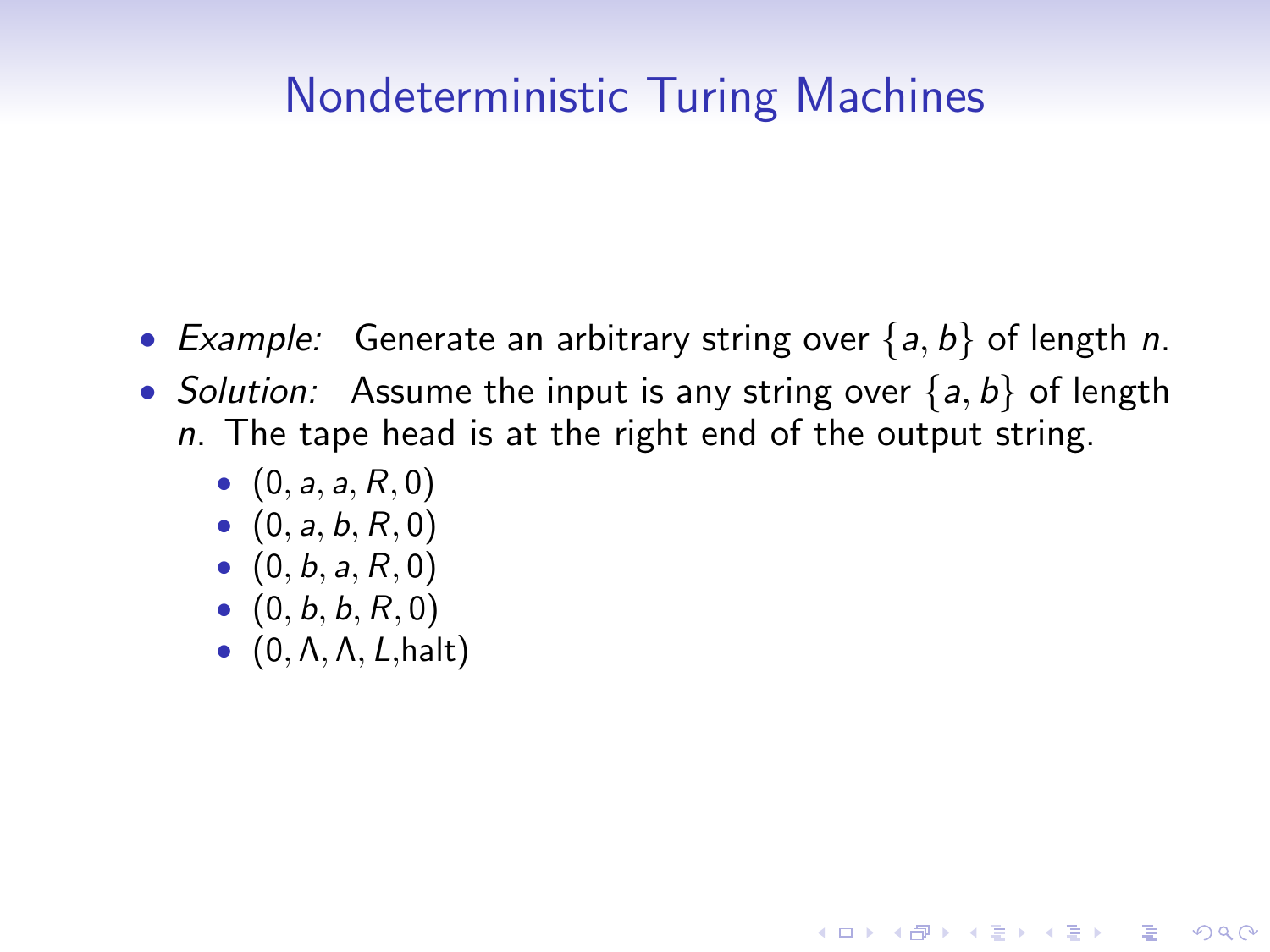# Nondeterministic Turing Machines

- *Example:* Generate an arbitrary string over $\{a, b\}$ of length $n$.
- *Solution:* Assume the input is any string over $\{a, b\}$ of length $n$. The tape head is at the right end of the output string.
  - $(0, a, a, R, 0)$
  - $(0, a, b, R, 0)$
  - $(0, b, a, R, 0)$
  - $(0, b, b, R, 0)$
  - $(0, \Lambda, \Lambda, L, \text{halt})$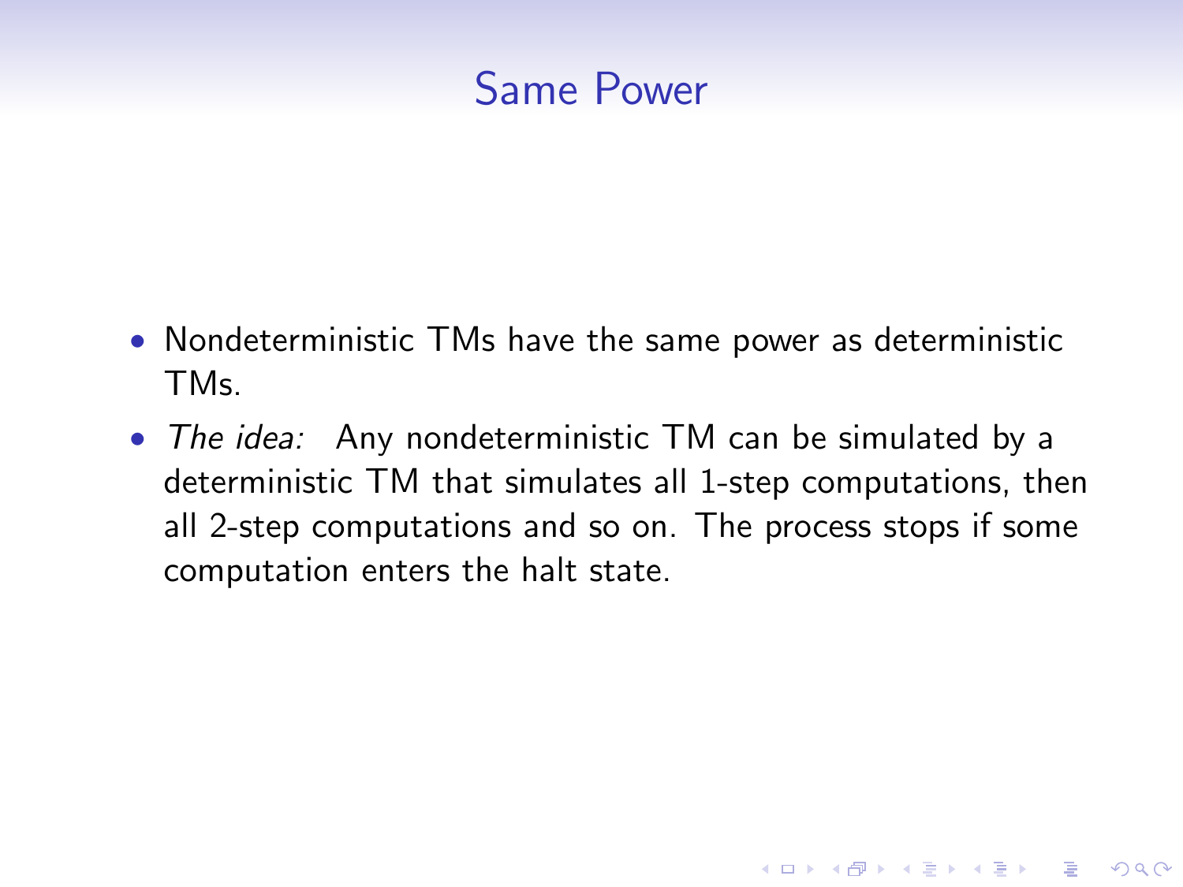# Same Power

- Nondeterministic TMs have the same power as deterministic TMs.
- *The idea:* Any nondeterministic TM can be simulated by a deterministic TM that simulates all 1-step computations, then all 2-step computations and so on. The process stops if some computation enters the halt state.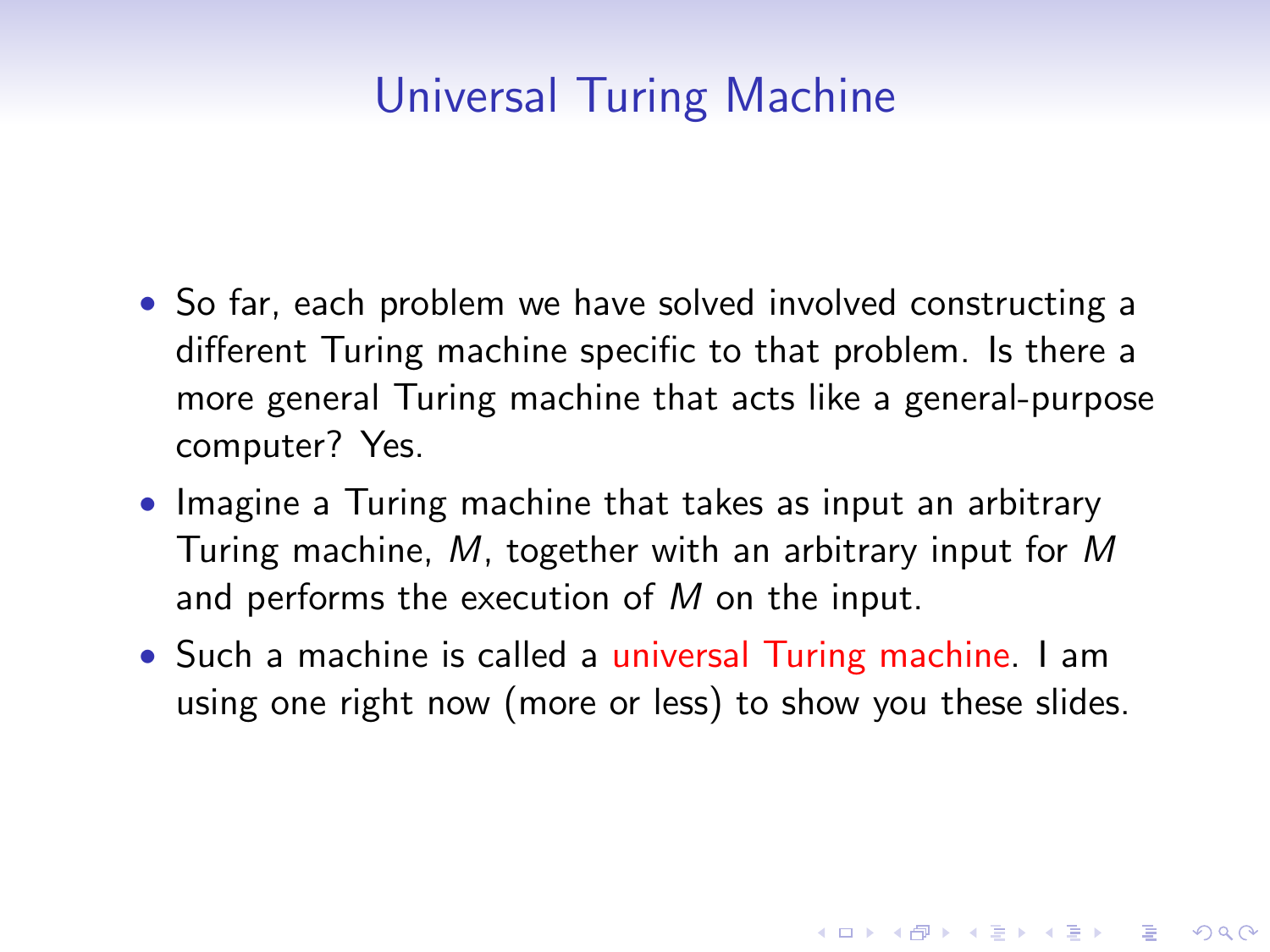# Universal Turing Machine

- So far, each problem we have solved involved constructing a different Turing machine specific to that problem. Is there a more general Turing machine that acts like a general-purpose computer? Yes.
- Imagine a Turing machine that takes as input an arbitrary Turing machine, $M$, together with an arbitrary input for $M$ and performs the execution of $M$ on the input.
- Such a machine is called a universal Turing machine. I am using one right now (more or less) to show you these slides.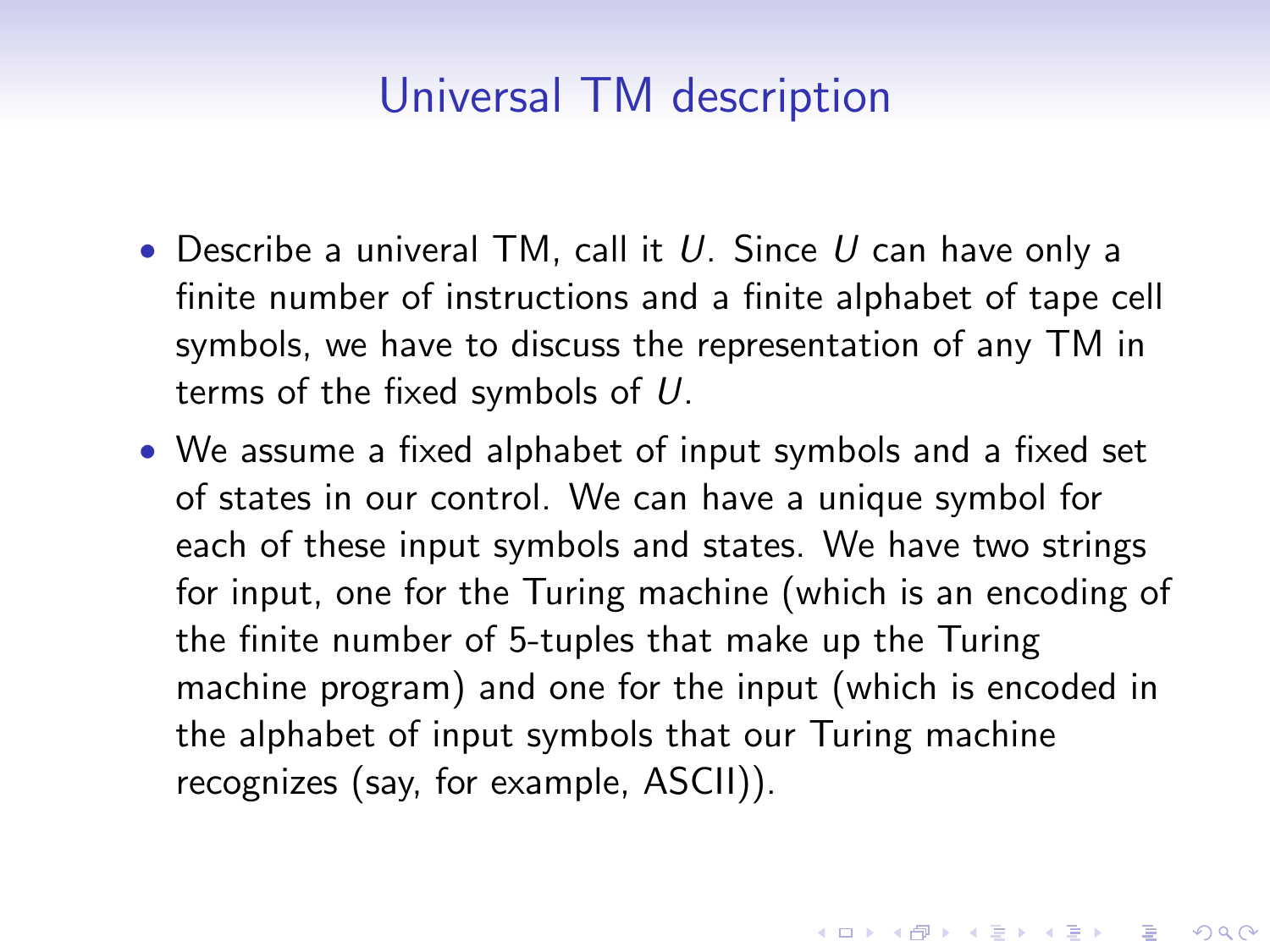# Universal TM description

- Describe a univeral TM, call it $U$. Since $U$ can have only a finite number of instructions and a finite alphabet of tape cell symbols, we have to discuss the representation of any TM in terms of the fixed symbols of $U$.
- We assume a fixed alphabet of input symbols and a fixed set of states in our control. We can have a unique symbol for each of these input symbols and states. We have two strings for input, one for the Turing machine (which is an encoding of the finite number of 5-tuples that make up the Turing machine program) and one for the input (which is encoded in the alphabet of input symbols that our Turing machine recognizes (say, for example, ASCII)).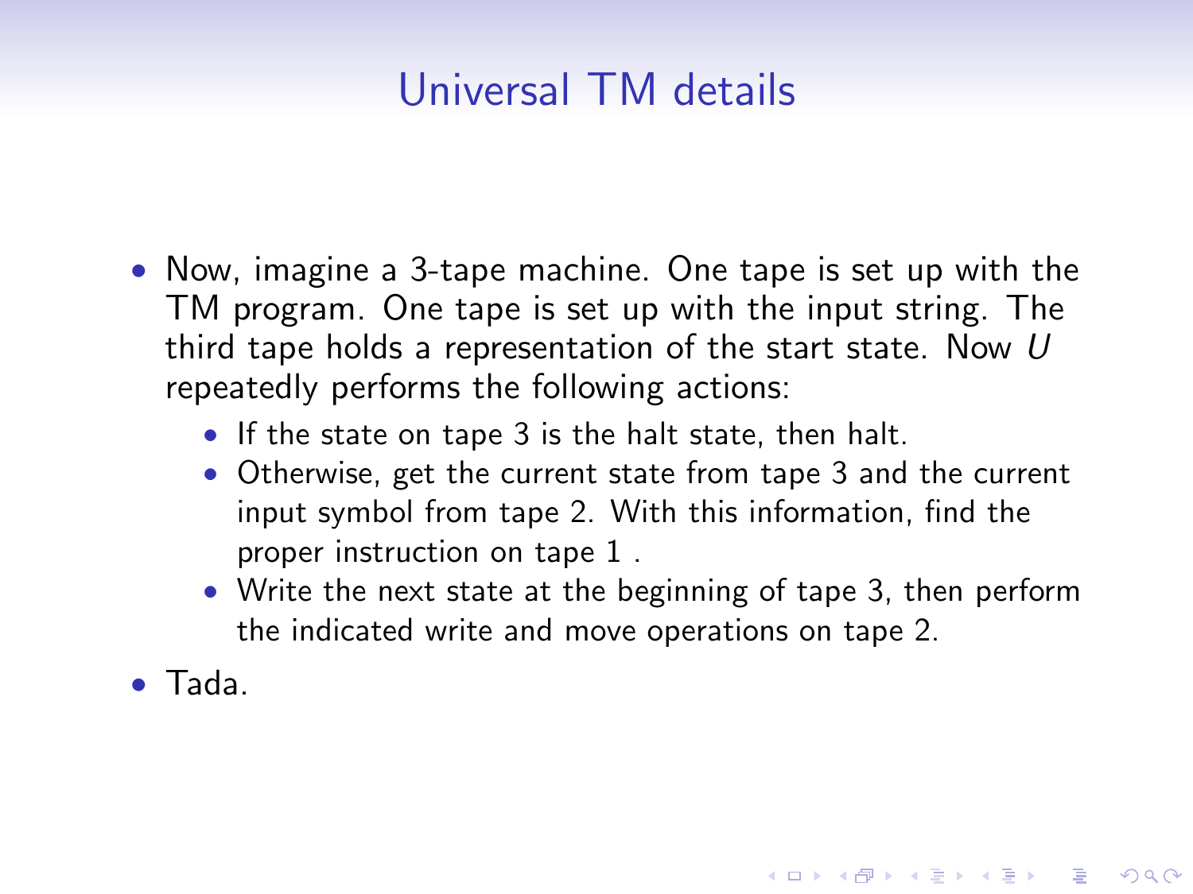# Universal TM details

- Now, imagine a 3-tape machine. One tape is set up with the TM program. One tape is set up with the input string. The third tape holds a representation of the start state. Now $U$ repeatedly performs the following actions:
  - If the state on tape 3 is the halt state, then halt.
  - Otherwise, get the current state from tape 3 and the current input symbol from tape 2. With this information, find the proper instruction on tape 1 .
  - Write the next state at the beginning of tape 3, then perform the indicated write and move operations on tape 2.
- Tada.